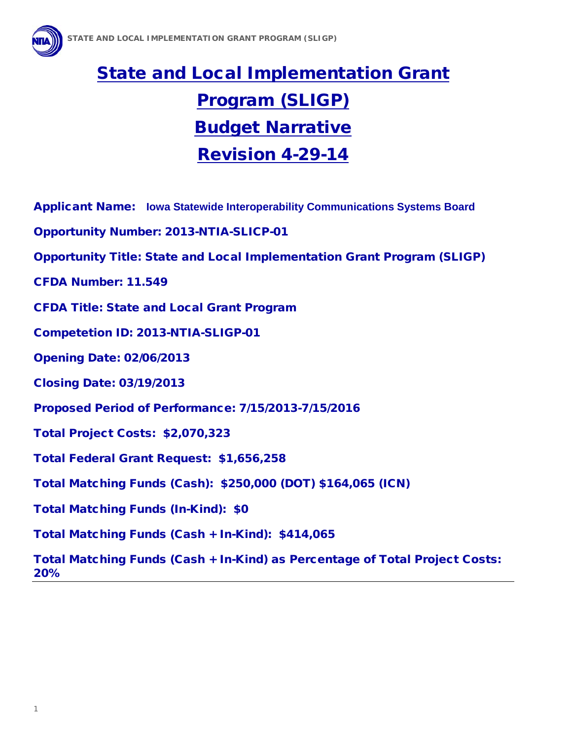# State and Local Implementation Grant Program (SLIGP)

# Budget Narrative

# Revision 4-29-14

**Applicant Name:** **Iowa Statewide Interoperability Communications Systems Board**

**Opportunity Number: 2013-NTIA-SLICP-01**

**Opportunity Title: State and Local Implementation Grant Program (SLIGP)**

**CFDA Number: 11.549**

**CFDA Title: State and Local Grant Program**

**Competetion ID: 2013-NTIA-SLIGP-01**

**Opening Date: 02/06/2013**

**Closing Date: 03/19/2013**

**Proposed Period of Performance: 7/15/2013-7/15/2016**

**Total Project Costs: $2,070,323**

**Total Federal Grant Request: $1,656,258**

**Total Matching Funds (Cash): $250,000 (DOT) $164,065 (ICN)**

**Total Matching Funds (In-Kind): $0**

**Total Matching Funds (Cash + In-Kind): $414,065**

**Total Matching Funds (Cash + In-Kind) as Percentage of Total Project Costs: 20%**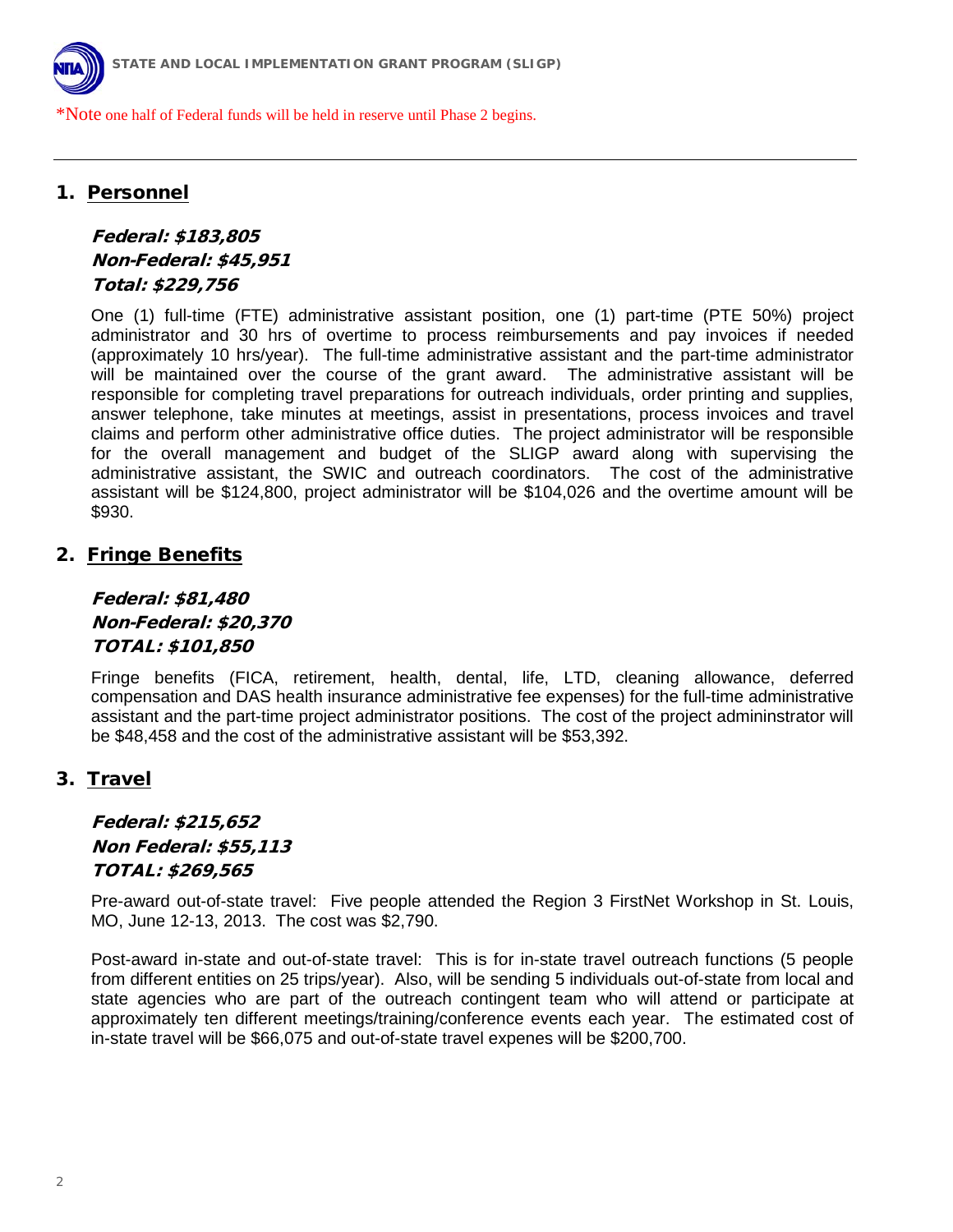*Note one half of Federal funds will be held in reserve until Phase 2 begins.

## 1. Personnel

***Federal: $183,805***
***Non-Federal: $45,951***
***Total: $229,756***

One (1) full-time (FTE) administrative assistant position, one (1) part-time (PTE 50%) project administrator and 30 hrs of overtime to process reimbursements and pay invoices if needed (approximately 10 hrs/year). The full-time administrative assistant and the part-time administrator will be maintained over the course of the grant award. The administrative assistant will be responsible for completing travel preparations for outreach individuals, order printing and supplies, answer telephone, take minutes at meetings, assist in presentations, process invoices and travel claims and perform other administrative office duties. The project administrator will be responsible for the overall management and budget of the SLIGP award along with supervising the administrative assistant, the SWIC and outreach coordinators. The cost of the administrative assistant will be $124,800, project administrator will be $104,026 and the overtime amount will be $930.

## 2. Fringe Benefits

***Federal: $81,480***
***Non-Federal: $20,370***
***TOTAL: $101,850***

Fringe benefits (FICA, retirement, health, dental, life, LTD, cleaning allowance, deferred compensation and DAS health insurance administrative fee expenses) for the full-time administrative assistant and the part-time project administrator positions. The cost of the project admininstrator will be $48,458 and the cost of the administrative assistant will be $53,392.

## 3. Travel

***Federal: $215,652***
***Non Federal: $55,113***
***TOTAL: $269,565***

Pre-award out-of-state travel: Five people attended the Region 3 FirstNet Workshop in St. Louis, MO, June 12-13, 2013. The cost was $2,790.

Post-award in-state and out-of-state travel: This is for in-state travel outreach functions (5 people from different entities on 25 trips/year). Also, will be sending 5 individuals out-of-state from local and state agencies who are part of the outreach contingent team who will attend or participate at approximately ten different meetings/training/conference events each year. The estimated cost of in-state travel will be $66,075 and out-of-state travel expenes will be $200,700.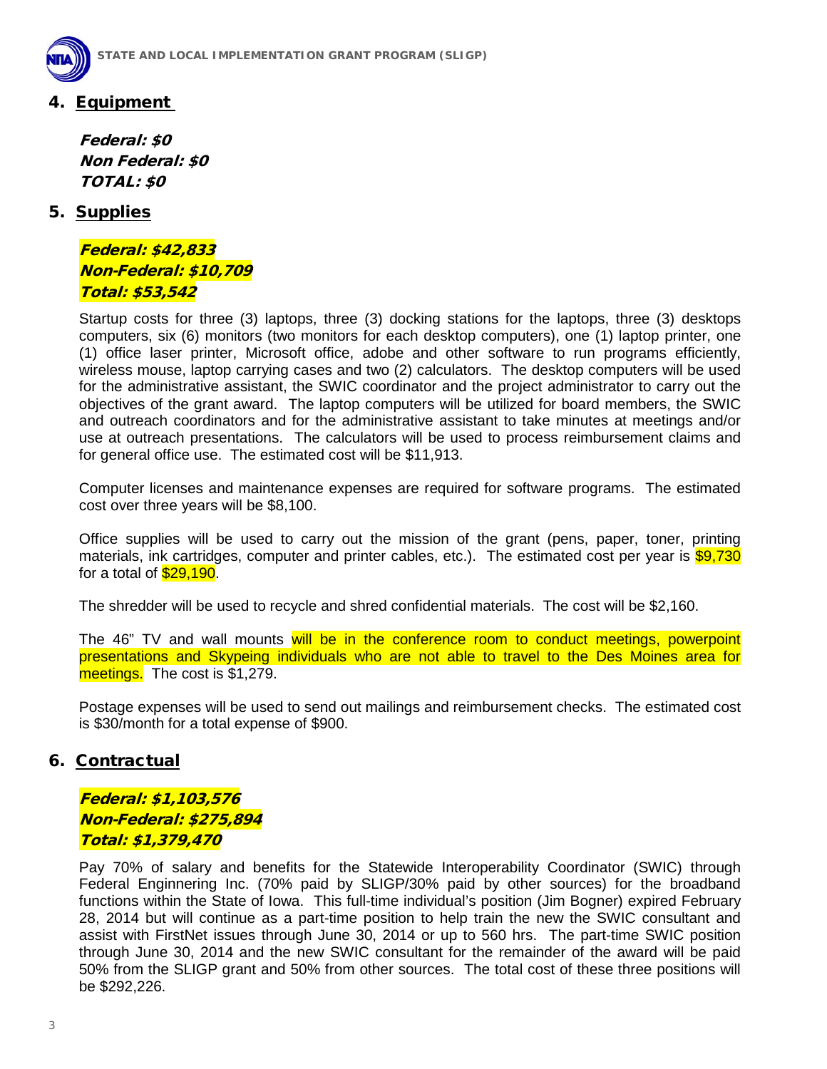## 4. Equipment

***Federal: $0***
***Non Federal: $0***
***TOTAL: $0***

## 5. Supplies

***Federal: $42,833***
***Non-Federal: $10,709***
***Total: $53,542***

Startup costs for three (3) laptops, three (3) docking stations for the laptops, three (3) desktops computers, six (6) monitors (two monitors for each desktop computers), one (1) laptop printer, one (1) office laser printer, Microsoft office, adobe and other software to run programs efficiently, wireless mouse, laptop carrying cases and two (2) calculators. The desktop computers will be used for the administrative assistant, the SWIC coordinator and the project administrator to carry out the objectives of the grant award. The laptop computers will be utilized for board members, the SWIC and outreach coordinators and for the administrative assistant to take minutes at meetings and/or use at outreach presentations. The calculators will be used to process reimbursement claims and for general office use. The estimated cost will be $11,913.

Computer licenses and maintenance expenses are required for software programs. The estimated cost over three years will be $8,100.

Office supplies will be used to carry out the mission of the grant (pens, paper, toner, printing materials, ink cartridges, computer and printer cables, etc.). The estimated cost per year is $9,730 for a total of $29,190.

The shredder will be used to recycle and shred confidential materials. The cost will be $2,160.

The 46" TV and wall mounts will be in the conference room to conduct meetings, powerpoint presentations and Skypeing individuals who are not able to travel to the Des Moines area for meetings. The cost is $1,279.

Postage expenses will be used to send out mailings and reimbursement checks. The estimated cost is $30/month for a total expense of $900.

## 6. Contractual

***Federal: $1,103,576***
***Non-Federal: $275,894***
***Total: $1,379,470***

Pay 70% of salary and benefits for the Statewide Interoperability Coordinator (SWIC) through Federal Enginnering Inc. (70% paid by SLIGP/30% paid by other sources) for the broadband functions within the State of Iowa. This full-time individual's position (Jim Bogner) expired February 28, 2014 but will continue as a part-time position to help train the new the SWIC consultant and assist with FirstNet issues through June 30, 2014 or up to 560 hrs. The part-time SWIC position through June 30, 2014 and the new SWIC consultant for the remainder of the award will be paid 50% from the SLIGP grant and 50% from other sources. The total cost of these three positions will be $292,226.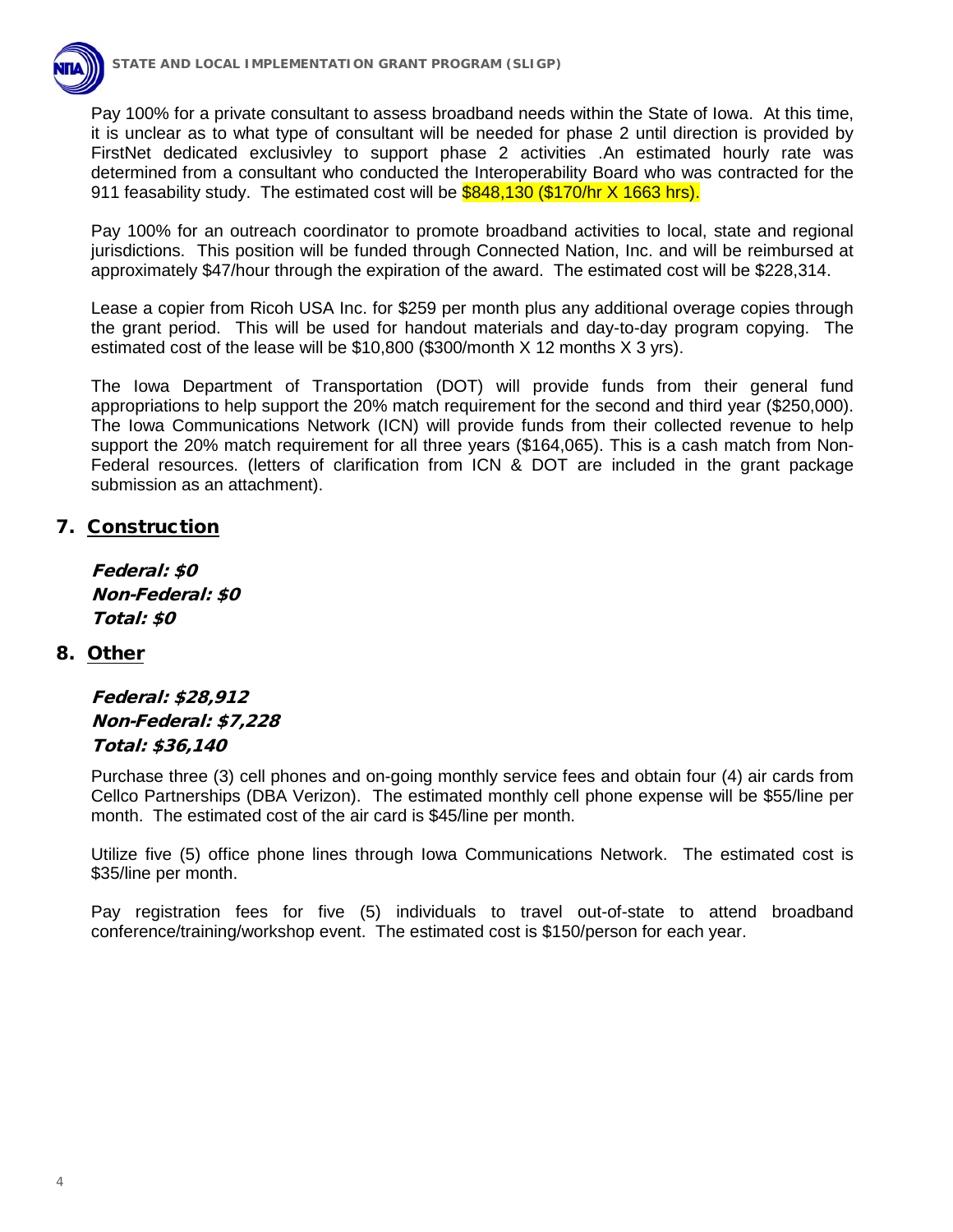Pay 100% for a private consultant to assess broadband needs within the State of Iowa. At this time, it is unclear as to what type of consultant will be needed for phase 2 until direction is provided by FirstNet dedicated exclusivley to support phase 2 activities .An estimated hourly rate was determined from a consultant who conducted the Interoperability Board who was contracted for the 911 feasability study. The estimated cost will be $848,130 ($170/hr X 1663 hrs).

Pay 100% for an outreach coordinator to promote broadband activities to local, state and regional jurisdictions. This position will be funded through Connected Nation, Inc. and will be reimbursed at approximately $47/hour through the expiration of the award. The estimated cost will be $228,314.

Lease a copier from Ricoh USA Inc. for $259 per month plus any additional overage copies through the grant period. This will be used for handout materials and day-to-day program copying. The estimated cost of the lease will be $10,800 ($300/month X 12 months X 3 yrs).

The Iowa Department of Transportation (DOT) will provide funds from their general fund appropriations to help support the 20% match requirement for the second and third year ($250,000). The Iowa Communications Network (ICN) will provide funds from their collected revenue to help support the 20% match requirement for all three years ($164,065). This is a cash match from Non-Federal resources. (letters of clarification from ICN & DOT are included in the grant package submission as an attachment).

## 7. Construction

***Federal: $0***
***Non-Federal: $0***
***Total: $0***

## 8. Other

***Federal: $28,912***
***Non-Federal: $7,228***
***Total: $36,140***

Purchase three (3) cell phones and on-going monthly service fees and obtain four (4) air cards from Cellco Partnerships (DBA Verizon). The estimated monthly cell phone expense will be $55/line per month. The estimated cost of the air card is $45/line per month.

Utilize five (5) office phone lines through Iowa Communications Network. The estimated cost is $35/line per month.

Pay registration fees for five (5) individuals to travel out-of-state to attend broadband conference/training/workshop event. The estimated cost is $150/person for each year.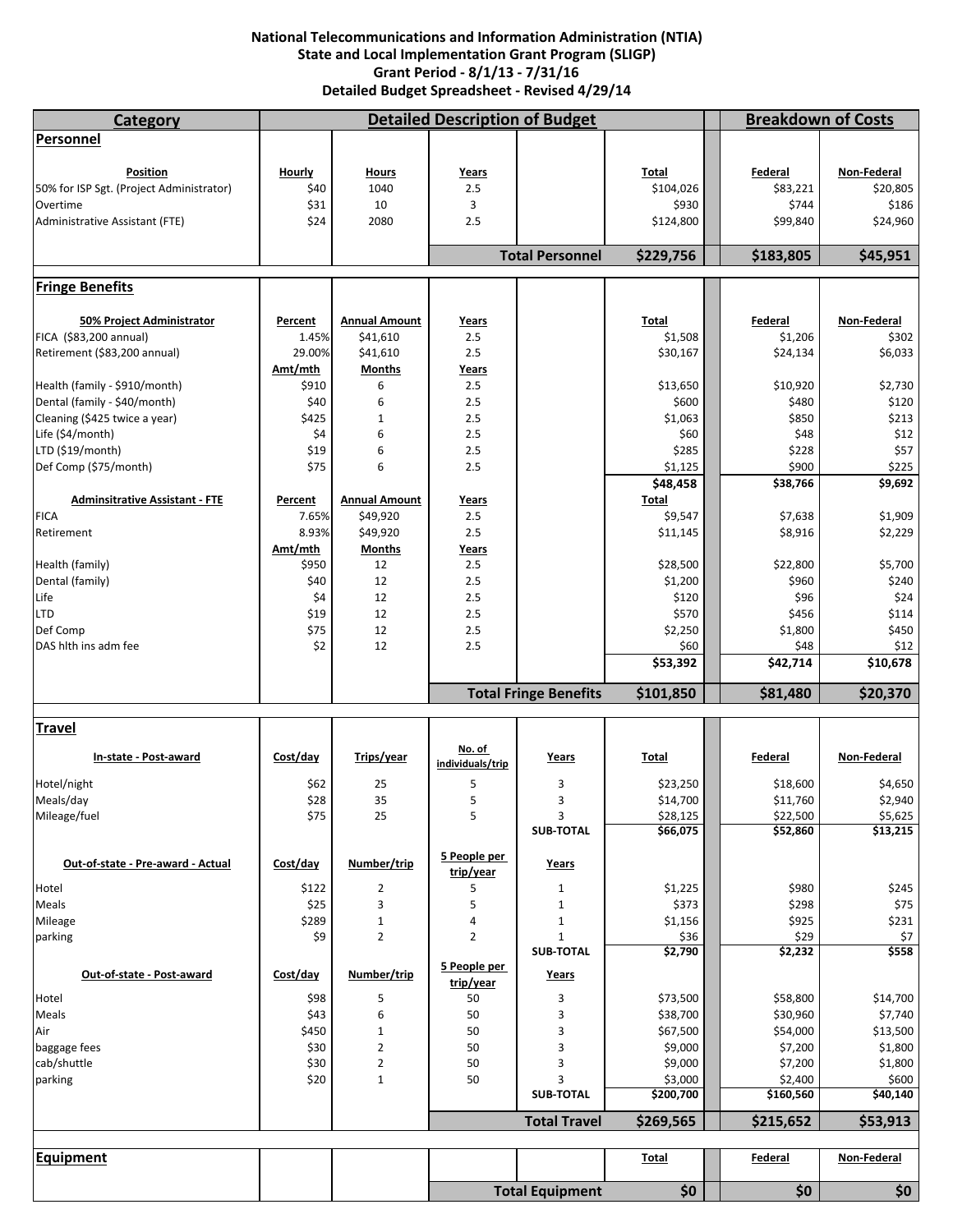**National Telecommunications and Information Administration (NTIA)**
**State and Local Implementation Grant Program (SLIGP)**
**Grant Period - 8/1/13 - 7/31/16**
**Detailed Budget Spreadsheet - Revised 4/29/14**

| Category | Detailed Description of Budget | | | | | Breakdown of Costs | |
|---|---|---|---|---|---|---|---|
| **Personnel** | | | | | | | |
| **Position** | **Hourly** | **Hours** | **Years** | | **Total** | **Federal** | **Non-Federal** |
| 50% for ISP Sgt. (Project Administrator) | $40 | 1040 | 2.5 | | $104,026 | $83,221 | $20,805 |
| Overtime | $31 | 10 | 3 | | $930 | $744 | $186 |
| Administrative Assistant (FTE) | $24 | 2080 | 2.5 | | $124,800 | $99,840 | $24,960 |
| | | | | **Total Personnel** | **$229,756** | **$183,805** | **$45,951** |
| **Fringe Benefits** | | | | | | | |
| **50% Project Administrator** | **Percent** | **Annual Amount** | **Years** | | **Total** | **Federal** | **Non-Federal** |
| FICA ($83,200 annual) | 1.45% | $41,610 | 2.5 | | $1,508 | $1,206 | $302 |
| Retirement ($83,200 annual) | 29.00% | $41,610 | 2.5 | | $30,167 | $24,134 | $6,033 |
| | **Amt/mth** | **Months** | **Years** | | | | |
| Health (family - $910/month) | $910 | 6 | 2.5 | | $13,650 | $10,920 | $2,730 |
| Dental (family - $40/month) | $40 | 6 | 2.5 | | $600 | $480 | $120 |
| Cleaning ($425 twice a year) | $425 | 1 | 2.5 | | $1,063 | $850 | $213 |
| Life ($4/month) | $4 | 6 | 2.5 | | $60 | $48 | $12 |
| LTD ($19/month) | $19 | 6 | 2.5 | | $285 | $228 | $57 |
| Def Comp ($75/month) | $75 | 6 | 2.5 | | $1,125 | $900 | $225 |
| | | | | | **$48,458** | **$38,766** | **$9,692** |
| **Adminsitrative Assistant - FTE** | **Percent** | **Annual Amount** | **Years** | | **Total** | | |
| FICA | 7.65% | $49,920 | 2.5 | | $9,547 | $7,638 | $1,909 |
| Retirement | 8.93% | $49,920 | 2.5 | | $11,145 | $8,916 | $2,229 |
| | **Amt/mth** | **Months** | **Years** | | | | |
| Health (family) | $950 | 12 | 2.5 | | $28,500 | $22,800 | $5,700 |
| Dental (family) | $40 | 12 | 2.5 | | $1,200 | $960 | $240 |
| Life | $4 | 12 | 2.5 | | $120 | $96 | $24 |
| LTD | $19 | 12 | 2.5 | | $570 | $456 | $114 |
| Def Comp | $75 | 12 | 2.5 | | $2,250 | $1,800 | $450 |
| DAS hlth ins adm fee | $2 | 12 | 2.5 | | $60 | $48 | $12 |
| | | | | | **$53,392** | **$42,714** | **$10,678** |
| | | | | **Total Fringe Benefits** | **$101,850** | **$81,480** | **$20,370** |
| **Travel** | | | | | | | |
| **In-state - Post-award** | **Cost/day** | **Trips/year** | **No. of individuals/trip** | **Years** | **Total** | **Federal** | **Non-Federal** |
| Hotel/night | $62 | 25 | 5 | 3 | $23,250 | $18,600 | $4,650 |
| Meals/day | $28 | 35 | 5 | 3 | $14,700 | $11,760 | $2,940 |
| Mileage/fuel | $75 | 25 | 5 | 3 | $28,125 | $22,500 | $5,625 |
| | | | | **SUB-TOTAL** | **$66,075** | **$52,860** | **$13,215** |
| **Out-of-state - Pre-award - Actual** | **Cost/day** | **Number/trip** | **5 People per trip/year** | **Years** | | | |
| Hotel | $122 | 2 | 5 | 1 | $1,225 | $980 | $245 |
| Meals | $25 | 3 | 5 | 1 | $373 | $298 | $75 |
| Mileage | $289 | 1 | 4 | 1 | $1,156 | $925 | $231 |
| parking | $9 | 2 | 2 | 1 | $36 | $29 | $7 |
| | | | | **SUB-TOTAL** | **$2,790** | **$2,232** | **$558** |
| **Out-of-state - Post-award** | **Cost/day** | **Number/trip** | **5 People per trip/year** | **Years** | | | |
| Hotel | $98 | 5 | 50 | 3 | $73,500 | $58,800 | $14,700 |
| Meals | $43 | 6 | 50 | 3 | $38,700 | $30,960 | $7,740 |
| Air | $450 | 1 | 50 | 3 | $67,500 | $54,000 | $13,500 |
| baggage fees | $30 | 2 | 50 | 3 | $9,000 | $7,200 | $1,800 |
| cab/shuttle | $30 | 2 | 50 | 3 | $9,000 | $7,200 | $1,800 |
| parking | $20 | 1 | 50 | 3 | $3,000 | $2,400 | $600 |
| | | | | **SUB-TOTAL** | **$200,700** | **$160,560** | **$40,140** |
| | | | | **Total Travel** | **$269,565** | **$215,652** | **$53,913** |
| **Equipment** | | | | | **Total** | **Federal** | **Non-Federal** |
| | | | | **Total Equipment** | **$0** | **$0** | **$0** |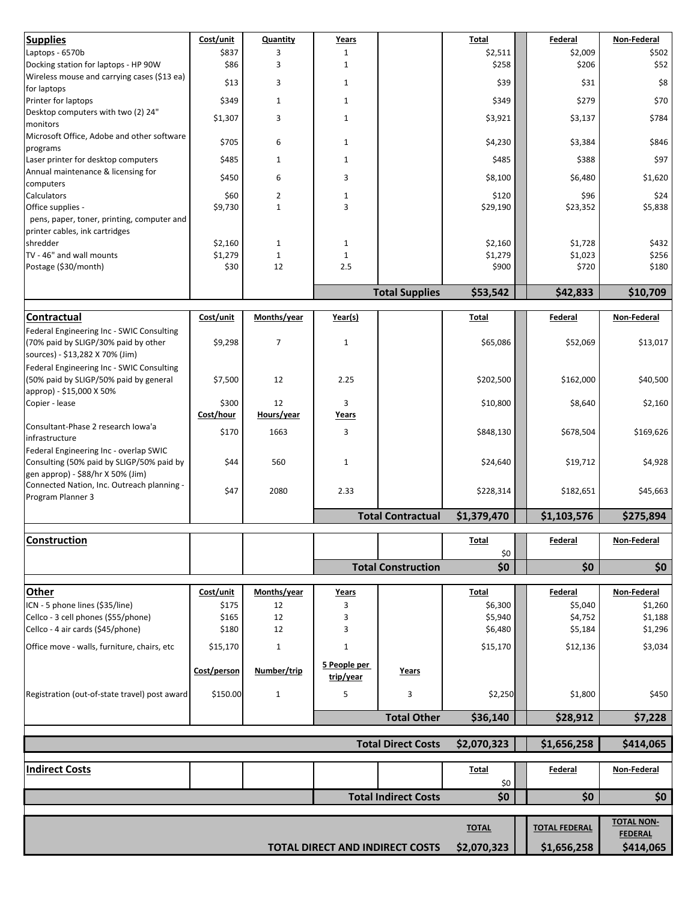| **Supplies** | Cost/unit | Quantity | Years | | Total | | Federal | Non-Federal |
|---|---|---|---|---|---|---|---|---|
| Laptops - 6570b | $837 | 3 | 1 | | $2,511 | | $2,009 | $502 |
| Docking station for laptops - HP 90W | $86 | 3 | 1 | | $258 | | $206 | $52 |
| Wireless mouse and carrying cases ($13 ea) for laptops | $13 | 3 | 1 | | $39 | | $31 | $8 |
| Printer for laptops | $349 | 1 | 1 | | $349 | | $279 | $70 |
| Desktop computers with two (2) 24" monitors | $1,307 | 3 | 1 | | $3,921 | | $3,137 | $784 |
| Microsoft Office, Adobe and other software programs | $705 | 6 | 1 | | $4,230 | | $3,384 | $846 |
| Laser printer for desktop computers | $485 | 1 | 1 | | $485 | | $388 | $97 |
| Annual maintenance & licensing for computers | $450 | 6 | 3 | | $8,100 | | $6,480 | $1,620 |
| Calculators | $60 | 2 | 1 | | $120 | | $96 | $24 |
| Office supplies - pens, paper, toner, printing, computer and printer cables, ink cartridges | $9,730 | 1 | 3 | | $29,190 | | $23,352 | $5,838 |
| shredder | $2,160 | 1 | 1 | | $2,160 | | $1,728 | $432 |
| TV - 46" and wall mounts | $1,279 | 1 | 1 | | $1,279 | | $1,023 | $256 |
| Postage ($30/month) | $30 | 12 | 2.5 | | $900 | | $720 | $180 |
| | | | | **Total Supplies** | **$53,542** | | **$42,833** | **$10,709** |

| **Contractual** | Cost/unit | Months/year | Year(s) | | Total | | Federal | Non-Federal |
|---|---|---|---|---|---|---|---|---|
| Federal Engineering Inc - SWIC Consulting (70% paid by SLIGP/30% paid by other sources) - $13,282 X 70% (Jim) | $9,298 | 7 | 1 | | $65,086 | | $52,069 | $13,017 |
| Federal Engineering Inc - SWIC Consulting (50% paid by SLIGP/50% paid by general approp) - $15,000 X 50% | $7,500 | 12 | 2.25 | | $202,500 | | $162,000 | $40,500 |
| Copier - lease | $300 | 12 | 3 | | $10,800 | | $8,640 | $2,160 |
| | Cost/hour | Hours/year | Years | | | | | |
| Consultant-Phase 2 research Iowa'a infrastructure | $170 | 1663 | 3 | | $848,130 | | $678,504 | $169,626 |
| Federal Engineering Inc - overlap SWIC Consulting (50% paid by SLIGP/50% paid by gen approp) - $88/hr X 50% (Jim) | $44 | 560 | 1 | | $24,640 | | $19,712 | $4,928 |
| Connected Nation, Inc. Outreach planning - Program Planner 3 | $47 | 2080 | 2.33 | | $228,314 | | $182,651 | $45,663 |
| | | | | **Total Contractual** | **$1,379,470** | | **$1,103,576** | **$275,894** |

| **Construction** | | | | | Total | | Federal | Non-Federal |
|---|---|---|---|---|---|---|---|---|
| | | | | | $0 | | | |
| | | | | **Total Construction** | **$0** | | **$0** | **$0** |

| **Other** | Cost/unit | Months/year | Years | | Total | | Federal | Non-Federal |
|---|---|---|---|---|---|---|---|---|
| ICN - 5 phone lines ($35/line) | $175 | 12 | 3 | | $6,300 | | $5,040 | $1,260 |
| Cellco - 3 cell phones ($55/phone) | $165 | 12 | 3 | | $5,940 | | $4,752 | $1,188 |
| Cellco - 4 air cards ($45/phone) | $180 | 12 | 3 | | $6,480 | | $5,184 | $1,296 |
| Office move - walls, furniture, chairs, etc | $15,170 | 1 | 1 | | $15,170 | | $12,136 | $3,034 |
| | Cost/person | Number/trip | 5 People per trip/year | Years | | | | |
| Registration (out-of-state travel) post award | $150.00 | 1 | 5 | 3 | $2,250 | | $1,800 | $450 |
| | | | | **Total Other** | **$36,140** | | **$28,912** | **$7,228** |

| | | | | | | | | |
|---|---|---|---|---|---|---|---|---|
| | | | | **Total Direct Costs** | **$2,070,323** | | **$1,656,258** | **$414,065** |

| **Indirect Costs** | | | | | Total | | Federal | Non-Federal |
|---|---|---|---|---|---|---|---|---|
| | | | | | $0 | | | |
| | | | | **Total Indirect Costs** | **$0** | | **$0** | **$0** |

| | | | | | | | | |
|---|---|---|---|---|---|---|---|---|
| | | | | | TOTAL | | TOTAL FEDERAL | TOTAL NON-FEDERAL |
| | | | | **TOTAL DIRECT AND INDIRECT COSTS** | **$2,070,323** | | **$1,656,258** | **$414,065** |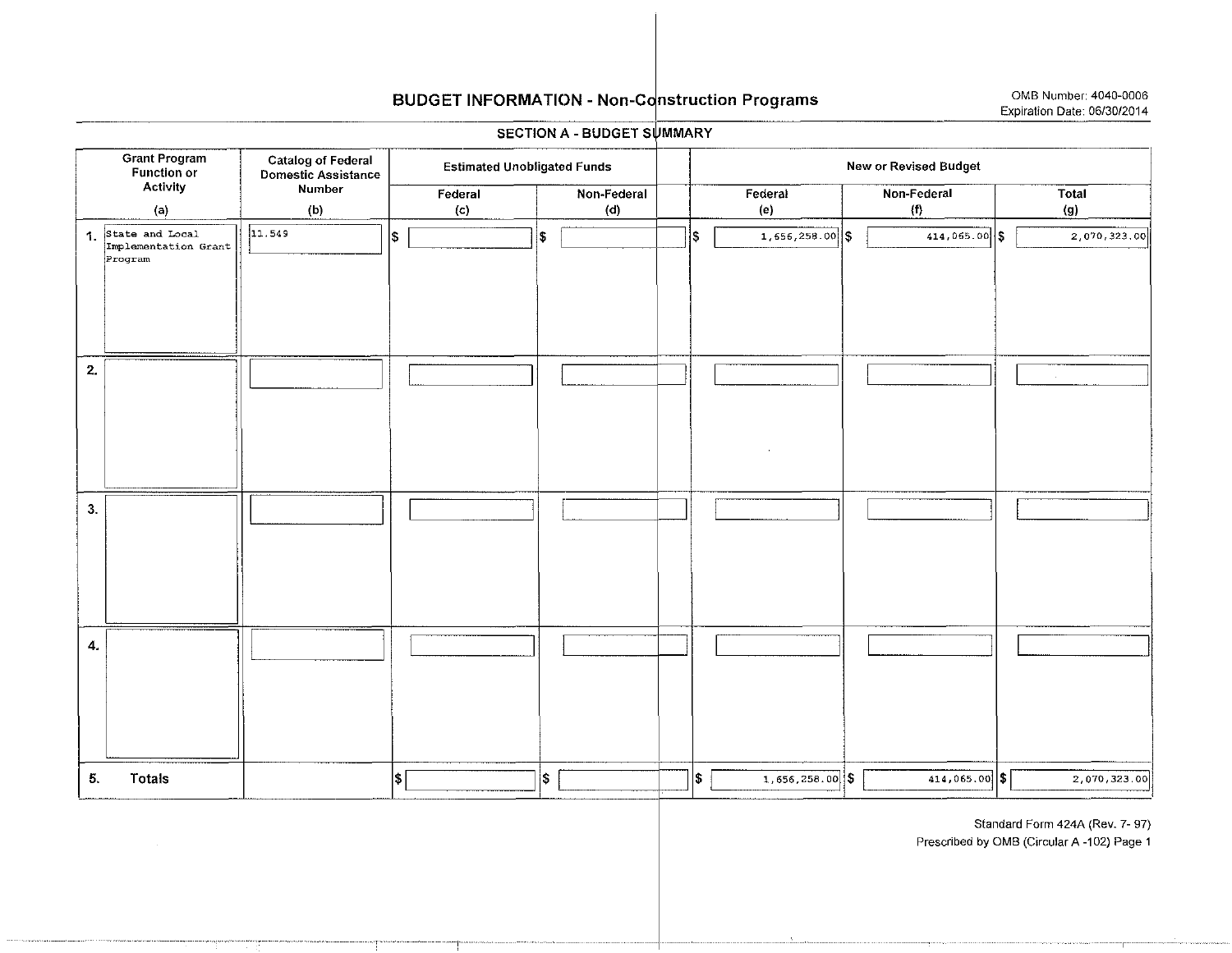# BUDGET INFORMATION - Non-Construction Programs

OMB Number: 4040-0006
Expiration Date: 06/30/2014

## SECTION A - BUDGET SUMMARY

| Grant Program Function or Activity (a) | Catalog of Federal Domestic Assistance Number (b) | Estimated Unobligated Funds | | New or Revised Budget | | |
|---|---|---|---|---|---|---|
| | | Federal (c) | Non-Federal (d) | Federal (e) | Non-Federal (f) | Total (g) |
| 1. State and Local Implementation Grant Program | 11.549 | $ | $ | $ 1,656,258.00 | $ 414,065.00 | $ 2,070,323.00 |
| 2. | | | | | | |
| 3. | | | | | | |
| 4. | | | | | | |
| 5. Totals | | $ | $ | $ 1,656,258.00 | $ 414,065.00 | $ 2,070,323.00 |

Standard Form 424A (Rev. 7- 97)
Prescribed by OMB (Circular A -102) Page 1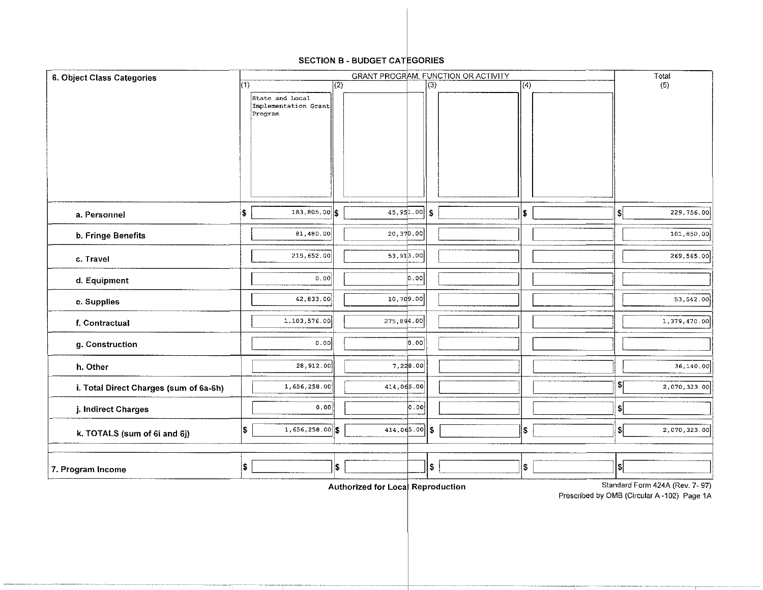## SECTION B - BUDGET CATEGORIES

| 6. Object Class Categories | GRANT PROGRAM, FUNCTION OR ACTIVITY | | | | Total |
|---|---|---|---|---|---|
| | (1) State and Local Implementation Grant Program | (2) | (3) | (4) | (5) |
| a. Personnel | $ 183,805.00 | $ 45,951.00 | $ | $ | $ 229,756.00 |
| b. Fringe Benefits | 81,480.00 | 20,370.00 | | | 101,850.00 |
| c. Travel | 215,652.00 | 53,913.00 | | | 269,565.00 |
| d. Equipment | 0.00 | 0.00 | | | |
| e. Supplies | 42,833.00 | 10,709.00 | | | 53,542.00 |
| f. Contractual | 1,103,576.00 | 275,894.00 | | | 1,379,470.00 |
| g. Construction | 0.00 | 0.00 | | | |
| h. Other | 28,912.00 | 7,228.00 | | | 36,140.00 |
| i. Total Direct Charges (sum of 6a-6h) | 1,656,258.00 | 414,065.00 | | | $ 2,070,323.00 |
| j. Indirect Charges | 0.00 | 0.00 | | | $ |
| k. TOTALS (sum of 6i and 6j) | $ 1,656,258.00 | $ 414,065.00 | $ | $ | $ 2,070,323.00 |
| 7. Program Income | $ | $ | $ | $ | $ |

**Authorized for Local Reproduction**

Standard Form 424A (Rev. 7- 97)
Prescribed by OMB (Circular A -102) Page 1A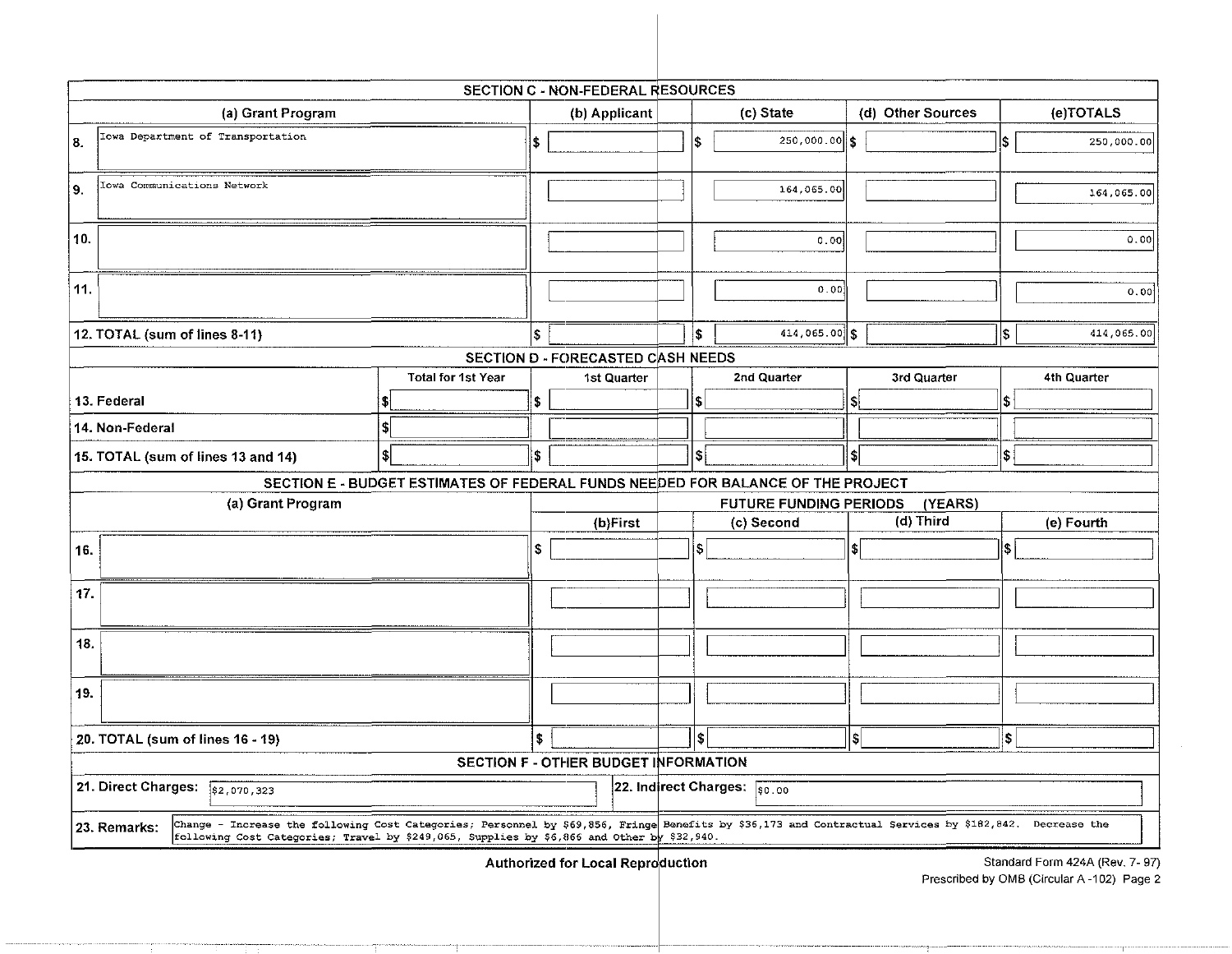## SECTION C - NON-FEDERAL RESOURCES

| | (a) Grant Program | (b) Applicant | (c) State | (d) Other Sources | (e)TOTALS |
|---|---|---|---|---|---|
| 8. | Iowa Department of Transportation | $ | $ 250,000.00 | $ | $ 250,000.00 |
| 9. | Iowa Communications Network | | 164,065.00 | | 164,065.00 |
| 10. | | | 0.00 | | 0.00 |
| 11. | | | 0.00 | | 0.00 |
| 12. TOTAL (sum of lines 8-11) | | $ | $ 414,065.00 | $ | $ 414,065.00 |

## SECTION D - FORECASTED CASH NEEDS

| | Total for 1st Year | 1st Quarter | 2nd Quarter | 3rd Quarter | 4th Quarter |
|---|---|---|---|---|---|
| 13. Federal | $ | $ | $ | $ | $ |
| 14. Non-Federal | $ | | | | |
| 15. TOTAL (sum of lines 13 and 14) | $ | $ | $ | $ | $ |

## SECTION E - BUDGET ESTIMATES OF FEDERAL FUNDS NEEDED FOR BALANCE OF THE PROJECT

| | (a) Grant Program | FUTURE FUNDING PERIODS (YEARS) | | | |
|---|---|---|---|---|---|
| | | (b)First | (c) Second | (d) Third | (e) Fourth |
| 16. | | $ | $ | $ | $ |
| 17. | | | | | |
| 18. | | | | | |
| 19. | | | | | |
| 20. TOTAL (sum of lines 16 - 19) | | $ | $ | $ | $ |

## SECTION F - OTHER BUDGET INFORMATION

21. Direct Charges: $2,070,323

22. Indirect Charges: $0.00

23. Remarks: Change - Increase the following Cost Categories; Personnel by $69,856, Fringe Benefits by $36,173 and Contractual Services by $182,842. Decrease the following Cost Categories; Travel by $249,065, Supplies by $6,866 and Other by $32,940.

**Authorized for Local Reproduction**

Standard Form 424A (Rev. 7- 97)
Prescribed by OMB (Circular A -102) Page 2